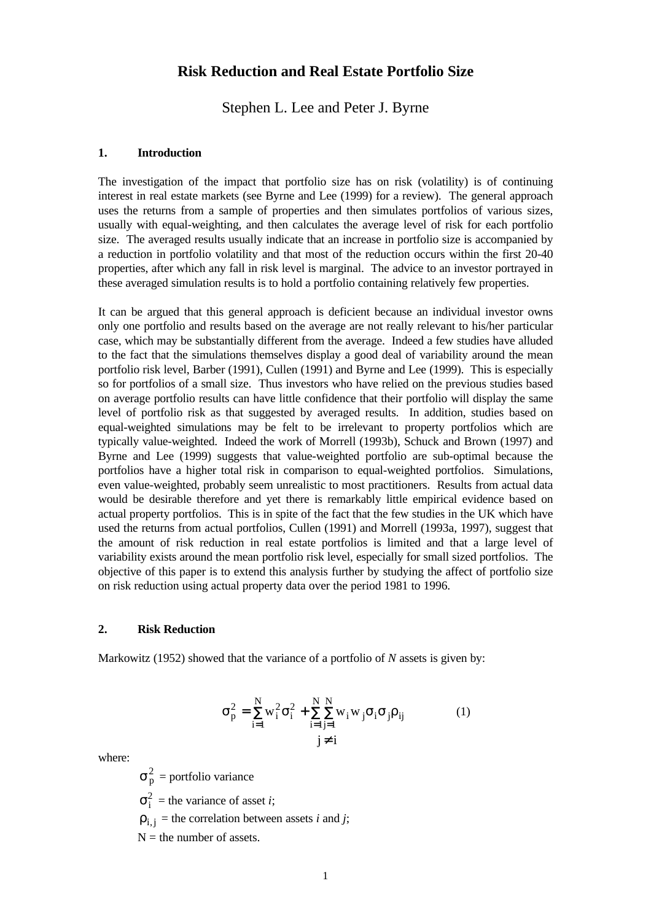# Risk Reduction and Real Estate Portfolio Size

Stephen L. Lee and Peter J. Byrne

## 1. Introduction

The investigation of the impact that portfolio size has on risk (volatility) is of continuing interest in real estate markets (see Byrne and Lee (1999) for a review). The general approach uses the returns from a sample of properties and then simulates portfolios of various sizes, usually with equal-weighting, and then calculates the average level of risk for each portfolio size. The averaged results usually indicate that an increase in portfolio size is accompanied by a reduction in portfolio volatility and that most of the reduction occurs within the first 20-40 properties, after which any fall in risk level is marginal. The advice to an investor portrayed in these averaged simulation results is to hold a portfolio containing relatively few properties.

It can be argued that this general approach is deficient because an individual investor owns only one portfolio and results based on the average are not really relevant to his/her particular case, which may be substantially different from the average. Indeed a few studies have alluded to the fact that the simulations themselves display a good deal of variability around the mean portfolio risk level, Barber (1991), Cullen (1991) and Byrne and Lee (1999). This is especially so for portfolios of a small size. Thus investors who have relied on the previous studies based on average portfolio results can have little confidence that their portfolio will display the same level of portfolio risk as that suggested by averaged results. In addition, studies based on equal-weighted simulations may be felt to be irrelevant to property portfolios which are typically value-weighted. Indeed the work of Morrell (1993b), Schuck and Brown (1997) and Byrne and Lee (1999) suggests that value-weighted portfolio are sub-optimal because the portfolios have a higher total risk in comparison to equal-weighted portfolios. Simulations, even value-weighted, probably seem unrealistic to most practitioners. Results from actual data would be desirable therefore and yet there is remarkably little empirical evidence based on actual property portfolios. This is in spite of the fact that the few studies in the UK which have used the returns from actual portfolios, Cullen (1991) and Morrell (1993a, 1997), suggest that the amount of risk reduction in real estate portfolios is limited and that a large level of variability exists around the mean portfolio risk level, especially for small sized portfolios. The objective of this paper is to extend this analysis further by studying the affect of portfolio size on risk reduction using actual property data over the period 1981 to 1996.

## 2. Risk Reduction

Markowitz (1952) showed that the variance of a portfolio of *N* assets is given by:

$$\sigma_p^2 = \sum_{i=1}^{N} w_i^2 \sigma_i^2 + \sum_{i=1}^{N} \sum_{\substack{j=1 \\ j \neq i}}^{N} w_i w_j \sigma_i \sigma_j \rho_{ij} \tag{1}$$

where:

$\sigma_p^2$ = portfolio variance

$\sigma_i^2$ = the variance of asset *i*;

$\rho_{i,j}$ = the correlation between assets *i* and *j*;

N = the number of assets.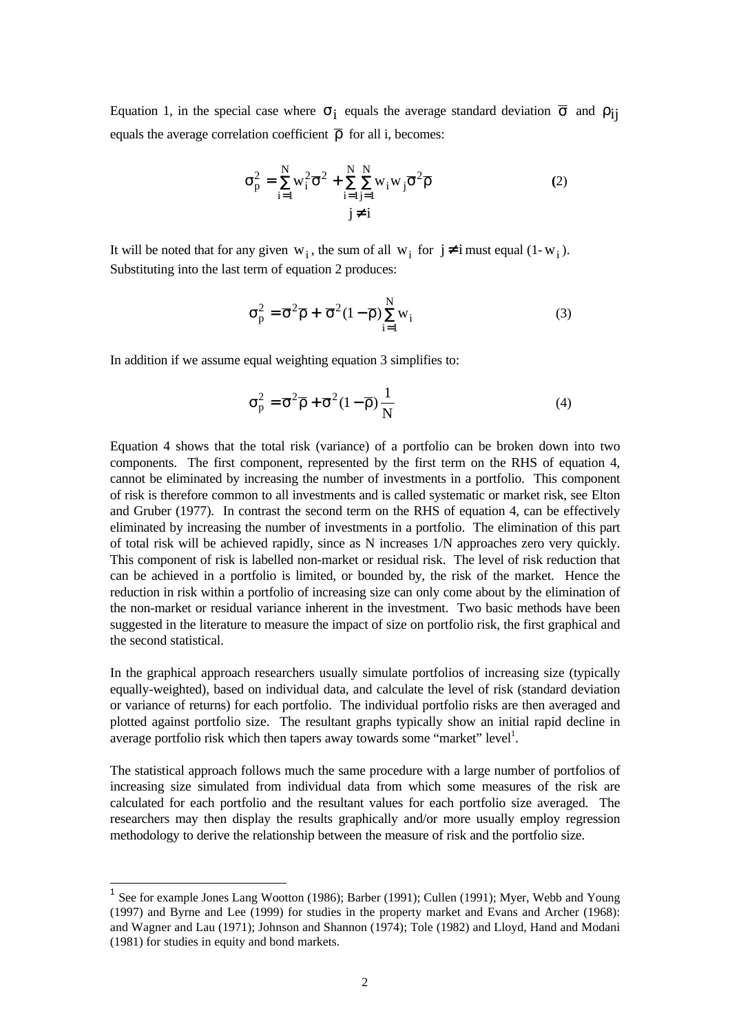Equation 1, in the special case where $\sigma_i$ equals the average standard deviation $\overline{\sigma}$ and $\rho_{ij}$ equals the average correlation coefficient $\overline{\rho}$ for all i, becomes:

$$\sigma_p^2 = \sum_{i=1}^{N} w_i^2 \overline{\sigma}^2 + \sum_{i=1}^{N} \sum_{\substack{j=1 \\ j \neq i}}^{N} w_i w_j \overline{\sigma}^2 \overline{\rho} \qquad (2)$$

It will be noted that for any given $w_i$, the sum of all $w_i$ for $j \neq i$ must equal $(1 - w_i)$. Substituting into the last term of equation 2 produces:

$$\sigma_p^2 = \overline{\sigma}^2 \overline{\rho} + \overline{\sigma}^2 (1 - \overline{\rho}) \sum_{i=1}^{N} w_i \qquad (3)$$

In addition if we assume equal weighting equation 3 simplifies to:

$$\sigma_p^2 = \overline{\sigma}^2 \overline{\rho} + \overline{\sigma}^2 (1 - \overline{\rho}) \frac{1}{N} \qquad (4)$$

Equation 4 shows that the total risk (variance) of a portfolio can be broken down into two components. The first component, represented by the first term on the RHS of equation 4, cannot be eliminated by increasing the number of investments in a portfolio. This component of risk is therefore common to all investments and is called systematic or market risk, see Elton and Gruber (1977). In contrast the second term on the RHS of equation 4, can be effectively eliminated by increasing the number of investments in a portfolio. The elimination of this part of total risk will be achieved rapidly, since as N increases 1/N approaches zero very quickly. This component of risk is labelled non-market or residual risk. The level of risk reduction that can be achieved in a portfolio is limited, or bounded by, the risk of the market. Hence the reduction in risk within a portfolio of increasing size can only come about by the elimination of the non-market or residual variance inherent in the investment. Two basic methods have been suggested in the literature to measure the impact of size on portfolio risk, the first graphical and the second statistical.

In the graphical approach researchers usually simulate portfolios of increasing size (typically equally-weighted), based on individual data, and calculate the level of risk (standard deviation or variance of returns) for each portfolio. The individual portfolio risks are then averaged and plotted against portfolio size. The resultant graphs typically show an initial rapid decline in average portfolio risk which then tapers away towards some "market" level[1].

The statistical approach follows much the same procedure with a large number of portfolios of increasing size simulated from individual data from which some measures of the risk are calculated for each portfolio and the resultant values for each portfolio size averaged. The researchers may then display the results graphically and/or more usually employ regression methodology to derive the relationship between the measure of risk and the portfolio size.

---

[1] See for example Jones Lang Wootton (1986); Barber (1991); Cullen (1991); Myer, Webb and Young (1997) and Byrne and Lee (1999) for studies in the property market and Evans and Archer (1968): and Wagner and Lau (1971); Johnson and Shannon (1974); Tole (1982) and Lloyd, Hand and Modani (1981) for studies in equity and bond markets.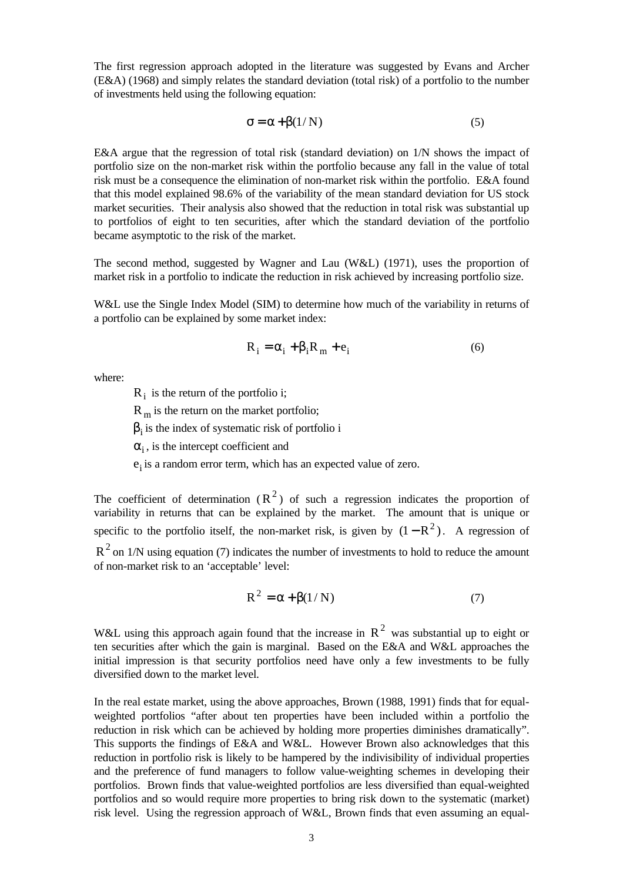The first regression approach adopted in the literature was suggested by Evans and Archer (E&A) (1968) and simply relates the standard deviation (total risk) of a portfolio to the number of investments held using the following equation:

$$\sigma = \alpha + \beta(1/N) \tag{5}$$

E&A argue that the regression of total risk (standard deviation) on 1/N shows the impact of portfolio size on the non-market risk within the portfolio because any fall in the value of total risk must be a consequence the elimination of non-market risk within the portfolio. E&A found that this model explained 98.6% of the variability of the mean standard deviation for US stock market securities. Their analysis also showed that the reduction in total risk was substantial up to portfolios of eight to ten securities, after which the standard deviation of the portfolio became asymptotic to the risk of the market.

The second method, suggested by Wagner and Lau (W&L) (1971), uses the proportion of market risk in a portfolio to indicate the reduction in risk achieved by increasing portfolio size.

W&L use the Single Index Model (SIM) to determine how much of the variability in returns of a portfolio can be explained by some market index:

$$R_i = \alpha_i + \beta_i R_m + e_i \tag{6}$$

where:

$R_i$ is the return of the portfolio i;

$R_m$ is the return on the market portfolio;

$\beta_i$ is the index of systematic risk of portfolio i

$\alpha_i$, is the intercept coefficient and

$e_i$ is a random error term, which has an expected value of zero.

The coefficient of determination ($R^2$) of such a regression indicates the proportion of variability in returns that can be explained by the market. The amount that is unique or specific to the portfolio itself, the non-market risk, is given by $(1 - R^2)$. A regression of $R^2$ on 1/N using equation (7) indicates the number of investments to hold to reduce the amount of non-market risk to an 'acceptable' level:

$$R^2 = \alpha + \beta(1/N) \tag{7}$$

W&L using this approach again found that the increase in $R^2$ was substantial up to eight or ten securities after which the gain is marginal. Based on the E&A and W&L approaches the initial impression is that security portfolios need have only a few investments to be fully diversified down to the market level.

In the real estate market, using the above approaches, Brown (1988, 1991) finds that for equal-weighted portfolios "after about ten properties have been included within a portfolio the reduction in risk which can be achieved by holding more properties diminishes dramatically". This supports the findings of E&A and W&L. However Brown also acknowledges that this reduction in portfolio risk is likely to be hampered by the indivisibility of individual properties and the preference of fund managers to follow value-weighting schemes in developing their portfolios. Brown finds that value-weighted portfolios are less diversified than equal-weighted portfolios and so would require more properties to bring risk down to the systematic (market) risk level. Using the regression approach of W&L, Brown finds that even assuming an equal-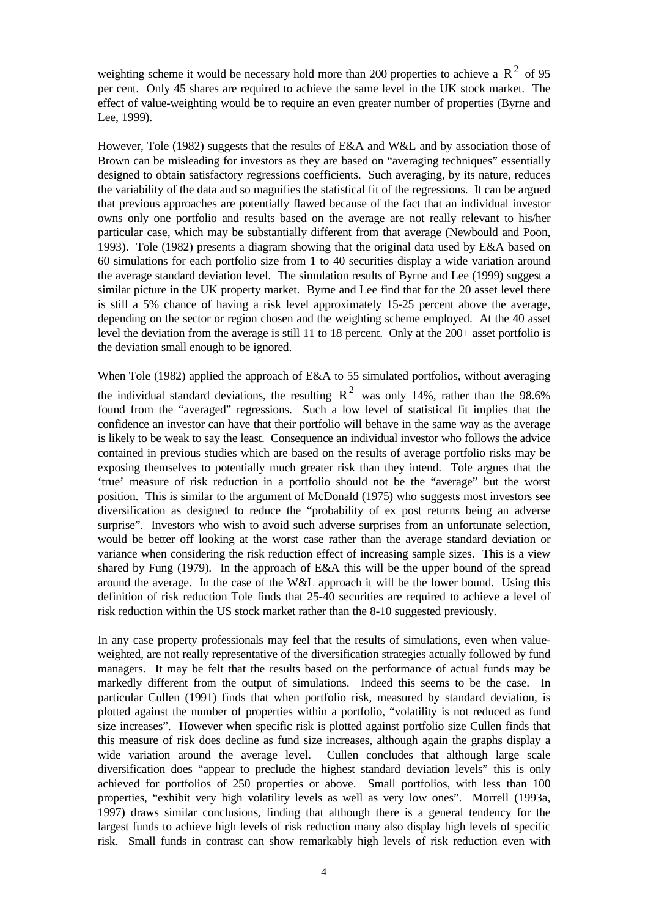weighting scheme it would be necessary hold more than 200 properties to achieve a $R^2$ of 95 per cent. Only 45 shares are required to achieve the same level in the UK stock market. The effect of value-weighting would be to require an even greater number of properties (Byrne and Lee, 1999).

However, Tole (1982) suggests that the results of E&A and W&L and by association those of Brown can be misleading for investors as they are based on "averaging techniques" essentially designed to obtain satisfactory regressions coefficients. Such averaging, by its nature, reduces the variability of the data and so magnifies the statistical fit of the regressions. It can be argued that previous approaches are potentially flawed because of the fact that an individual investor owns only one portfolio and results based on the average are not really relevant to his/her particular case, which may be substantially different from that average (Newbould and Poon, 1993). Tole (1982) presents a diagram showing that the original data used by E&A based on 60 simulations for each portfolio size from 1 to 40 securities display a wide variation around the average standard deviation level. The simulation results of Byrne and Lee (1999) suggest a similar picture in the UK property market. Byrne and Lee find that for the 20 asset level there is still a 5% chance of having a risk level approximately 15-25 percent above the average, depending on the sector or region chosen and the weighting scheme employed. At the 40 asset level the deviation from the average is still 11 to 18 percent. Only at the 200+ asset portfolio is the deviation small enough to be ignored.

When Tole (1982) applied the approach of E&A to 55 simulated portfolios, without averaging the individual standard deviations, the resulting $R^2$ was only 14%, rather than the 98.6% found from the "averaged" regressions. Such a low level of statistical fit implies that the confidence an investor can have that their portfolio will behave in the same way as the average is likely to be weak to say the least. Consequence an individual investor who follows the advice contained in previous studies which are based on the results of average portfolio risks may be exposing themselves to potentially much greater risk than they intend. Tole argues that the 'true' measure of risk reduction in a portfolio should not be the "average" but the worst position. This is similar to the argument of McDonald (1975) who suggests most investors see diversification as designed to reduce the "probability of ex post returns being an adverse surprise". Investors who wish to avoid such adverse surprises from an unfortunate selection, would be better off looking at the worst case rather than the average standard deviation or variance when considering the risk reduction effect of increasing sample sizes. This is a view shared by Fung (1979). In the approach of E&A this will be the upper bound of the spread around the average. In the case of the W&L approach it will be the lower bound. Using this definition of risk reduction Tole finds that 25-40 securities are required to achieve a level of risk reduction within the US stock market rather than the 8-10 suggested previously.

In any case property professionals may feel that the results of simulations, even when value-weighted, are not really representative of the diversification strategies actually followed by fund managers. It may be felt that the results based on the performance of actual funds may be markedly different from the output of simulations. Indeed this seems to be the case. In particular Cullen (1991) finds that when portfolio risk, measured by standard deviation, is plotted against the number of properties within a portfolio, "volatility is not reduced as fund size increases". However when specific risk is plotted against portfolio size Cullen finds that this measure of risk does decline as fund size increases, although again the graphs display a wide variation around the average level. Cullen concludes that although large scale diversification does "appear to preclude the highest standard deviation levels" this is only achieved for portfolios of 250 properties or above. Small portfolios, with less than 100 properties, "exhibit very high volatility levels as well as very low ones". Morrell (1993a, 1997) draws similar conclusions, finding that although there is a general tendency for the largest funds to achieve high levels of risk reduction many also display high levels of specific risk. Small funds in contrast can show remarkably high levels of risk reduction even with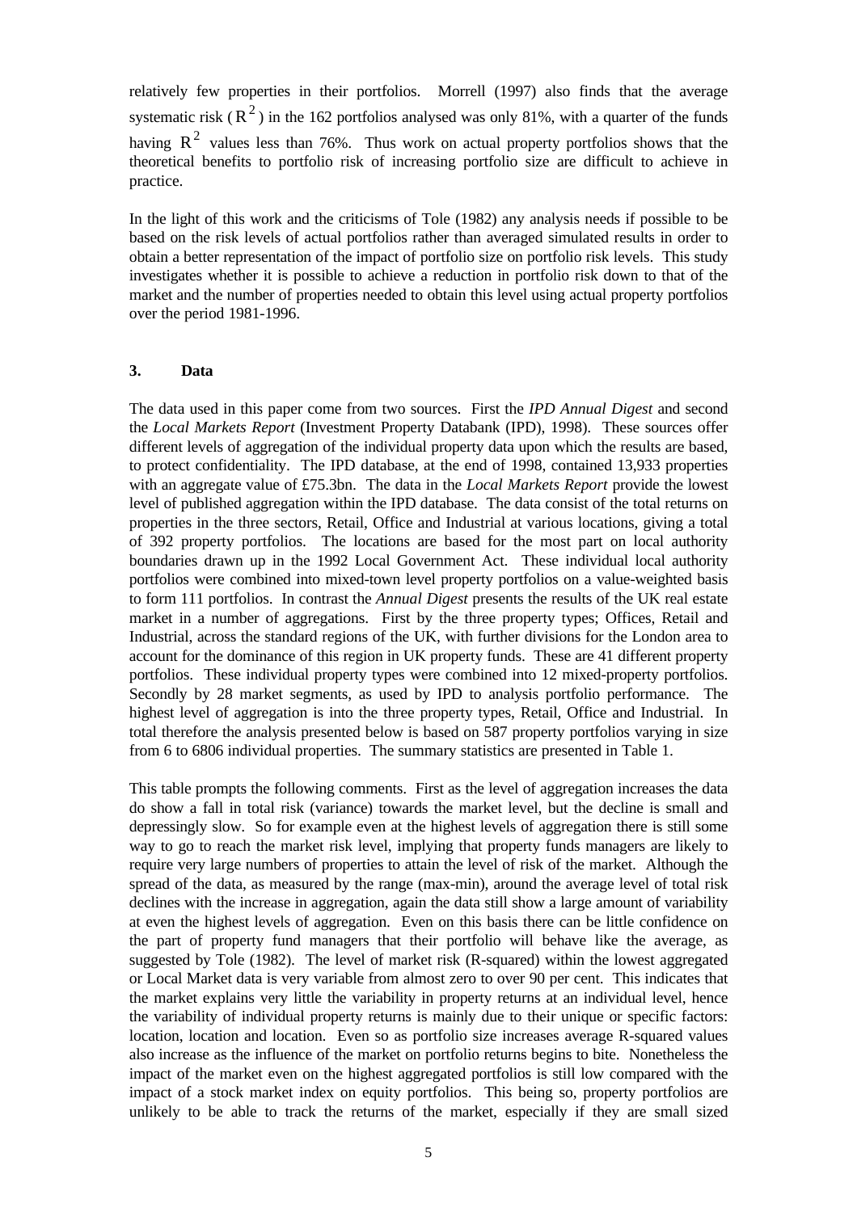relatively few properties in their portfolios. Morrell (1997) also finds that the average systematic risk ( $R^2$ ) in the 162 portfolios analysed was only 81%, with a quarter of the funds having $R^2$ values less than 76%. Thus work on actual property portfolios shows that the theoretical benefits to portfolio risk of increasing portfolio size are difficult to achieve in practice.

In the light of this work and the criticisms of Tole (1982) any analysis needs if possible to be based on the risk levels of actual portfolios rather than averaged simulated results in order to obtain a better representation of the impact of portfolio size on portfolio risk levels. This study investigates whether it is possible to achieve a reduction in portfolio risk down to that of the market and the number of properties needed to obtain this level using actual property portfolios over the period 1981-1996.

## 3. Data

The data used in this paper come from two sources. First the *IPD Annual Digest* and second the *Local Markets Report* (Investment Property Databank (IPD), 1998). These sources offer different levels of aggregation of the individual property data upon which the results are based, to protect confidentiality. The IPD database, at the end of 1998, contained 13,933 properties with an aggregate value of £75.3bn. The data in the *Local Markets Report* provide the lowest level of published aggregation within the IPD database. The data consist of the total returns on properties in the three sectors, Retail, Office and Industrial at various locations, giving a total of 392 property portfolios. The locations are based for the most part on local authority boundaries drawn up in the 1992 Local Government Act. These individual local authority portfolios were combined into mixed-town level property portfolios on a value-weighted basis to form 111 portfolios. In contrast the *Annual Digest* presents the results of the UK real estate market in a number of aggregations. First by the three property types; Offices, Retail and Industrial, across the standard regions of the UK, with further divisions for the London area to account for the dominance of this region in UK property funds. These are 41 different property portfolios. These individual property types were combined into 12 mixed-property portfolios. Secondly by 28 market segments, as used by IPD to analysis portfolio performance. The highest level of aggregation is into the three property types, Retail, Office and Industrial. In total therefore the analysis presented below is based on 587 property portfolios varying in size from 6 to 6806 individual properties. The summary statistics are presented in Table 1.

This table prompts the following comments. First as the level of aggregation increases the data do show a fall in total risk (variance) towards the market level, but the decline is small and depressingly slow. So for example even at the highest levels of aggregation there is still some way to go to reach the market risk level, implying that property funds managers are likely to require very large numbers of properties to attain the level of risk of the market. Although the spread of the data, as measured by the range (max-min), around the average level of total risk declines with the increase in aggregation, again the data still show a large amount of variability at even the highest levels of aggregation. Even on this basis there can be little confidence on the part of property fund managers that their portfolio will behave like the average, as suggested by Tole (1982). The level of market risk (R-squared) within the lowest aggregated or Local Market data is very variable from almost zero to over 90 per cent. This indicates that the market explains very little the variability in property returns at an individual level, hence the variability of individual property returns is mainly due to their unique or specific factors: location, location and location. Even so as portfolio size increases average R-squared values also increase as the influence of the market on portfolio returns begins to bite. Nonetheless the impact of the market even on the highest aggregated portfolios is still low compared with the impact of a stock market index on equity portfolios. This being so, property portfolios are unlikely to be able to track the returns of the market, especially if they are small sized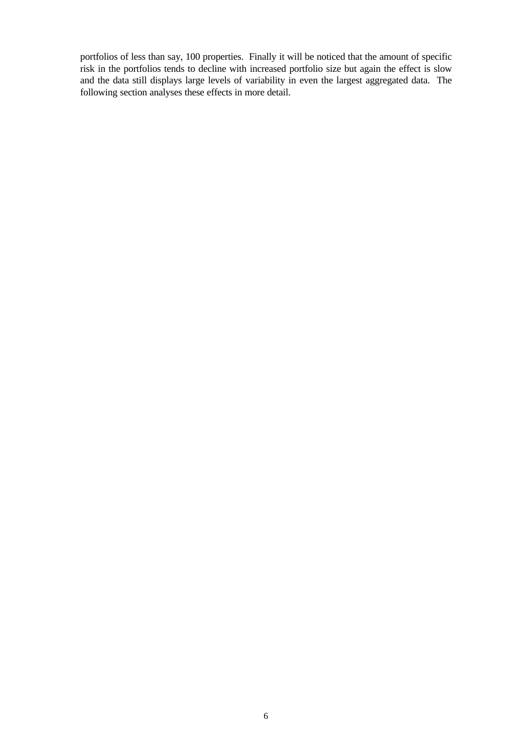portfolios of less than say, 100 properties. Finally it will be noticed that the amount of specific risk in the portfolios tends to decline with increased portfolio size but again the effect is slow and the data still displays large levels of variability in even the largest aggregated data. The following section analyses these effects in more detail.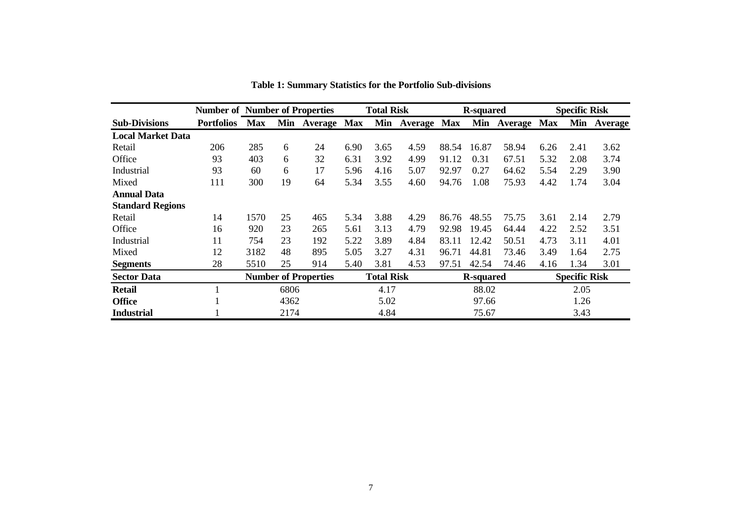**Table 1: Summary Statistics for the Portfolio Sub-divisions**

| | Number of | Number of Properties | | | Total Risk | | | R-squared | | | Specific Risk | | |
|---|---|---|---|---|---|---|---|---|---|---|---|---|---|
| **Sub-Divisions** | **Portfolios** | **Max** | **Min** | **Average** | **Max** | **Min** | **Average** | **Max** | **Min** | **Average** | **Max** | **Min** | **Average** |
| **Local Market Data** | | | | | | | | | | | | | |
| Retail | 206 | 285 | 6 | 24 | 6.90 | 3.65 | 4.59 | 88.54 | 16.87 | 58.94 | 6.26 | 2.41 | 3.62 |
| Office | 93 | 403 | 6 | 32 | 6.31 | 3.92 | 4.99 | 91.12 | 0.31 | 67.51 | 5.32 | 2.08 | 3.74 |
| Industrial | 93 | 60 | 6 | 17 | 5.96 | 4.16 | 5.07 | 92.97 | 0.27 | 64.62 | 5.54 | 2.29 | 3.90 |
| Mixed | 111 | 300 | 19 | 64 | 5.34 | 3.55 | 4.60 | 94.76 | 1.08 | 75.93 | 4.42 | 1.74 | 3.04 |
| **Annual Data** | | | | | | | | | | | | | |
| **Standard Regions** | | | | | | | | | | | | | |
| Retail | 14 | 1570 | 25 | 465 | 5.34 | 3.88 | 4.29 | 86.76 | 48.55 | 75.75 | 3.61 | 2.14 | 2.79 |
| Office | 16 | 920 | 23 | 265 | 5.61 | 3.13 | 4.79 | 92.98 | 19.45 | 64.44 | 4.22 | 2.52 | 3.51 |
| Industrial | 11 | 754 | 23 | 192 | 5.22 | 3.89 | 4.84 | 83.11 | 12.42 | 50.51 | 4.73 | 3.11 | 4.01 |
| Mixed | 12 | 3182 | 48 | 895 | 5.05 | 3.27 | 4.31 | 96.71 | 44.81 | 73.46 | 3.49 | 1.64 | 2.75 |
| **Segments** | 28 | 5510 | 25 | 914 | 5.40 | 3.81 | 4.53 | 97.51 | 42.54 | 74.46 | 4.16 | 1.34 | 3.01 |
| **Sector Data** | | **Number of Properties** | | | **Total Risk** | | | **R-squared** | | | **Specific Risk** | | |
| **Retail** | 1 | 6806 | | | 4.17 | | | 88.02 | | | 2.05 | | |
| **Office** | 1 | 4362 | | | 5.02 | | | 97.66 | | | 1.26 | | |
| **Industrial** | 1 | 2174 | | | 4.84 | | | 75.67 | | | 3.43 | | |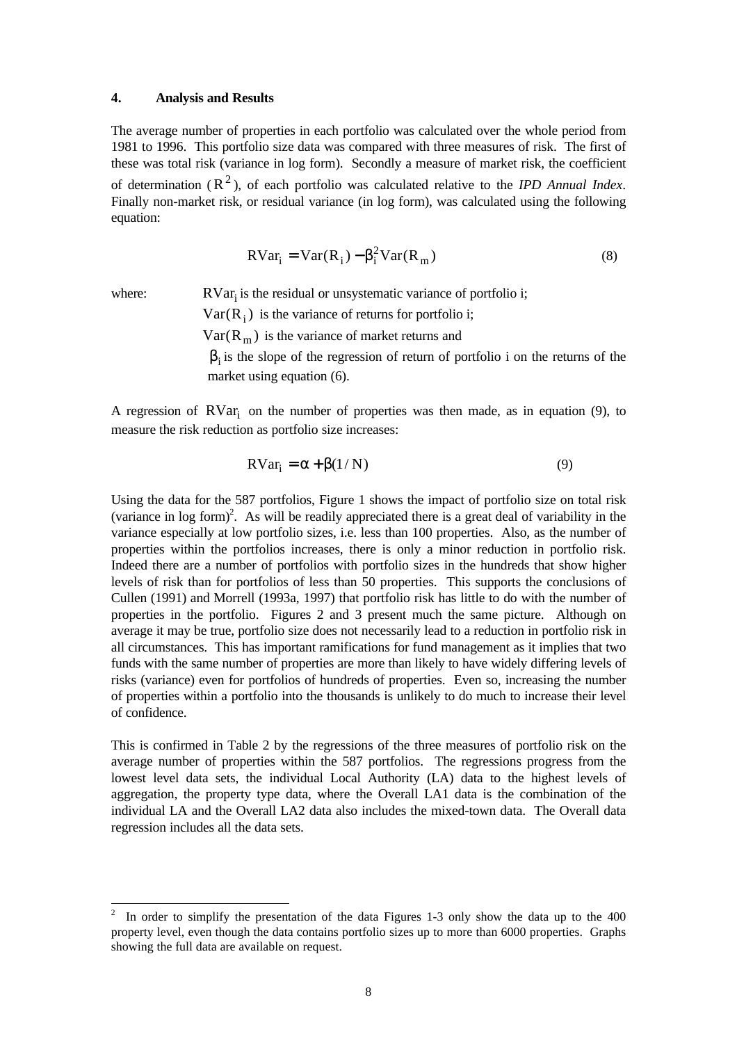## 4. Analysis and Results

The average number of properties in each portfolio was calculated over the whole period from 1981 to 1996. This portfolio size data was compared with three measures of risk. The first of these was total risk (variance in log form). Secondly a measure of market risk, the coefficient of determination ($R^2$), of each portfolio was calculated relative to the *IPD Annual Index*. Finally non-market risk, or residual variance (in log form), was calculated using the following equation:

$$\text{RVar}_i = \text{Var}(R_i) - \beta_i^2 \text{Var}(R_m) \tag{8}$$

where: $\text{RVar}_i$ is the residual or unsystematic variance of portfolio i;
$\text{Var}(R_i)$ is the variance of returns for portfolio i;
$\text{Var}(R_m)$ is the variance of market returns and
$\beta_i$ is the slope of the regression of return of portfolio i on the returns of the market using equation (6).

A regression of $\text{RVar}_i$ on the number of properties was then made, as in equation (9), to measure the risk reduction as portfolio size increases:

$$\text{RVar}_i = \alpha + \beta(1/N) \tag{9}$$

Using the data for the 587 portfolios, Figure 1 shows the impact of portfolio size on total risk (variance in log form)[2]. As will be readily appreciated there is a great deal of variability in the variance especially at low portfolio sizes, i.e. less than 100 properties. Also, as the number of properties within the portfolios increases, there is only a minor reduction in portfolio risk. Indeed there are a number of portfolios with portfolio sizes in the hundreds that show higher levels of risk than for portfolios of less than 50 properties. This supports the conclusions of Cullen (1991) and Morrell (1993a, 1997) that portfolio risk has little to do with the number of properties in the portfolio. Figures 2 and 3 present much the same picture. Although on average it may be true, portfolio size does not necessarily lead to a reduction in portfolio risk in all circumstances. This has important ramifications for fund management as it implies that two funds with the same number of properties are more than likely to have widely differing levels of risks (variance) even for portfolios of hundreds of properties. Even so, increasing the number of properties within a portfolio into the thousands is unlikely to do much to increase their level of confidence.

This is confirmed in Table 2 by the regressions of the three measures of portfolio risk on the average number of properties within the 587 portfolios. The regressions progress from the lowest level data sets, the individual Local Authority (LA) data to the highest levels of aggregation, the property type data, where the Overall LA1 data is the combination of the individual LA and the Overall LA2 data also includes the mixed-town data. The Overall data regression includes all the data sets.

---

[2] In order to simplify the presentation of the data Figures 1-3 only show the data up to the 400 property level, even though the data contains portfolio sizes up to more than 6000 properties. Graphs showing the full data are available on request.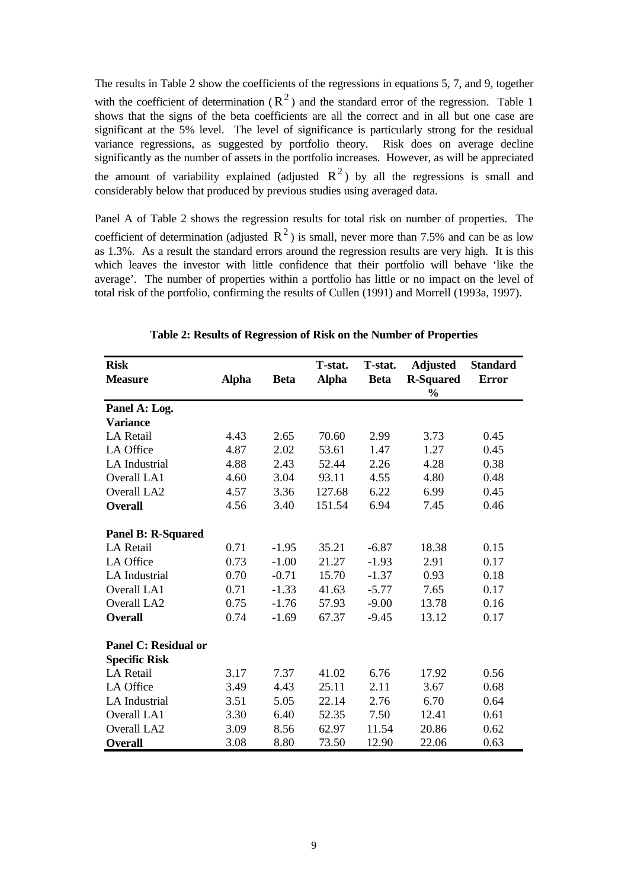The results in Table 2 show the coefficients of the regressions in equations 5, 7, and 9, together with the coefficient of determination ($R^2$) and the standard error of the regression. Table 1 shows that the signs of the beta coefficients are all the correct and in all but one case are significant at the 5% level. The level of significance is particularly strong for the residual variance regressions, as suggested by portfolio theory. Risk does on average decline significantly as the number of assets in the portfolio increases. However, as will be appreciated the amount of variability explained (adjusted $R^2$) by all the regressions is small and considerably below that produced by previous studies using averaged data.

Panel A of Table 2 shows the regression results for total risk on number of properties. The coefficient of determination (adjusted $R^2$) is small, never more than 7.5% and can be as low as 1.3%. As a result the standard errors around the regression results are very high. It is this which leaves the investor with little confidence that their portfolio will behave 'like the average'. The number of properties within a portfolio has little or no impact on the level of total risk of the portfolio, confirming the results of Cullen (1991) and Morrell (1993a, 1997).

**Table 2: Results of Regression of Risk on the Number of Properties**

| Risk Measure | Alpha | Beta | T-stat. Alpha | T-stat. Beta | Adjusted R-Squared % | Standard Error |
|---|---|---|---|---|---|---|
| **Panel A: Log. Variance** | | | | | | |
| LA Retail | 4.43 | 2.65 | 70.60 | 2.99 | 3.73 | 0.45 |
| LA Office | 4.87 | 2.02 | 53.61 | 1.47 | 1.27 | 0.45 |
| LA Industrial | 4.88 | 2.43 | 52.44 | 2.26 | 4.28 | 0.38 |
| Overall LA1 | 4.60 | 3.04 | 93.11 | 4.55 | 4.80 | 0.48 |
| Overall LA2 | 4.57 | 3.36 | 127.68 | 6.22 | 6.99 | 0.45 |
| **Overall** | 4.56 | 3.40 | 151.54 | 6.94 | 7.45 | 0.46 |
| **Panel B: R-Squared** | | | | | | |
| LA Retail | 0.71 | -1.95 | 35.21 | -6.87 | 18.38 | 0.15 |
| LA Office | 0.73 | -1.00 | 21.27 | -1.93 | 2.91 | 0.17 |
| LA Industrial | 0.70 | -0.71 | 15.70 | -1.37 | 0.93 | 0.18 |
| Overall LA1 | 0.71 | -1.33 | 41.63 | -5.77 | 7.65 | 0.17 |
| Overall LA2 | 0.75 | -1.76 | 57.93 | -9.00 | 13.78 | 0.16 |
| **Overall** | 0.74 | -1.69 | 67.37 | -9.45 | 13.12 | 0.17 |
| **Panel C: Residual or Specific Risk** | | | | | | |
| LA Retail | 3.17 | 7.37 | 41.02 | 6.76 | 17.92 | 0.56 |
| LA Office | 3.49 | 4.43 | 25.11 | 2.11 | 3.67 | 0.68 |
| LA Industrial | 3.51 | 5.05 | 22.14 | 2.76 | 6.70 | 0.64 |
| Overall LA1 | 3.30 | 6.40 | 52.35 | 7.50 | 12.41 | 0.61 |
| Overall LA2 | 3.09 | 8.56 | 62.97 | 11.54 | 20.86 | 0.62 |
| **Overall** | 3.08 | 8.80 | 73.50 | 12.90 | 22.06 | 0.63 |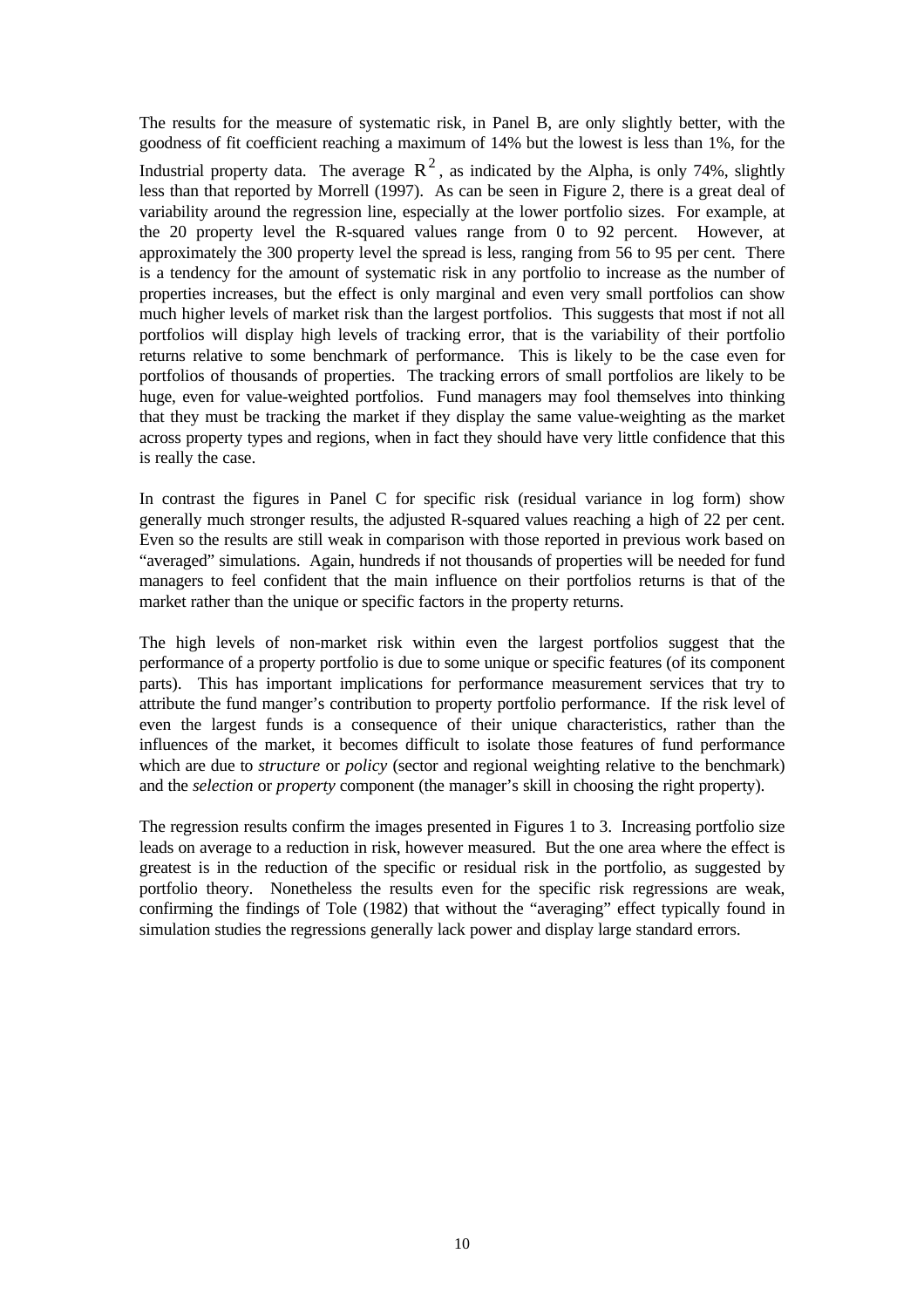The results for the measure of systematic risk, in Panel B, are only slightly better, with the goodness of fit coefficient reaching a maximum of 14% but the lowest is less than 1%, for the Industrial property data. The average $R^2$, as indicated by the Alpha, is only 74%, slightly less than that reported by Morrell (1997). As can be seen in Figure 2, there is a great deal of variability around the regression line, especially at the lower portfolio sizes. For example, at the 20 property level the R-squared values range from 0 to 92 percent. However, at approximately the 300 property level the spread is less, ranging from 56 to 95 per cent. There is a tendency for the amount of systematic risk in any portfolio to increase as the number of properties increases, but the effect is only marginal and even very small portfolios can show much higher levels of market risk than the largest portfolios. This suggests that most if not all portfolios will display high levels of tracking error, that is the variability of their portfolio returns relative to some benchmark of performance. This is likely to be the case even for portfolios of thousands of properties. The tracking errors of small portfolios are likely to be huge, even for value-weighted portfolios. Fund managers may fool themselves into thinking that they must be tracking the market if they display the same value-weighting as the market across property types and regions, when in fact they should have very little confidence that this is really the case.

In contrast the figures in Panel C for specific risk (residual variance in log form) show generally much stronger results, the adjusted R-squared values reaching a high of 22 per cent. Even so the results are still weak in comparison with those reported in previous work based on "averaged" simulations. Again, hundreds if not thousands of properties will be needed for fund managers to feel confident that the main influence on their portfolios returns is that of the market rather than the unique or specific factors in the property returns.

The high levels of non-market risk within even the largest portfolios suggest that the performance of a property portfolio is due to some unique or specific features (of its component parts). This has important implications for performance measurement services that try to attribute the fund manger's contribution to property portfolio performance. If the risk level of even the largest funds is a consequence of their unique characteristics, rather than the influences of the market, it becomes difficult to isolate those features of fund performance which are due to *structure* or *policy* (sector and regional weighting relative to the benchmark) and the *selection* or *property* component (the manager's skill in choosing the right property).

The regression results confirm the images presented in Figures 1 to 3. Increasing portfolio size leads on average to a reduction in risk, however measured. But the one area where the effect is greatest is in the reduction of the specific or residual risk in the portfolio, as suggested by portfolio theory. Nonetheless the results even for the specific risk regressions are weak, confirming the findings of Tole (1982) that without the "averaging" effect typically found in simulation studies the regressions generally lack power and display large standard errors.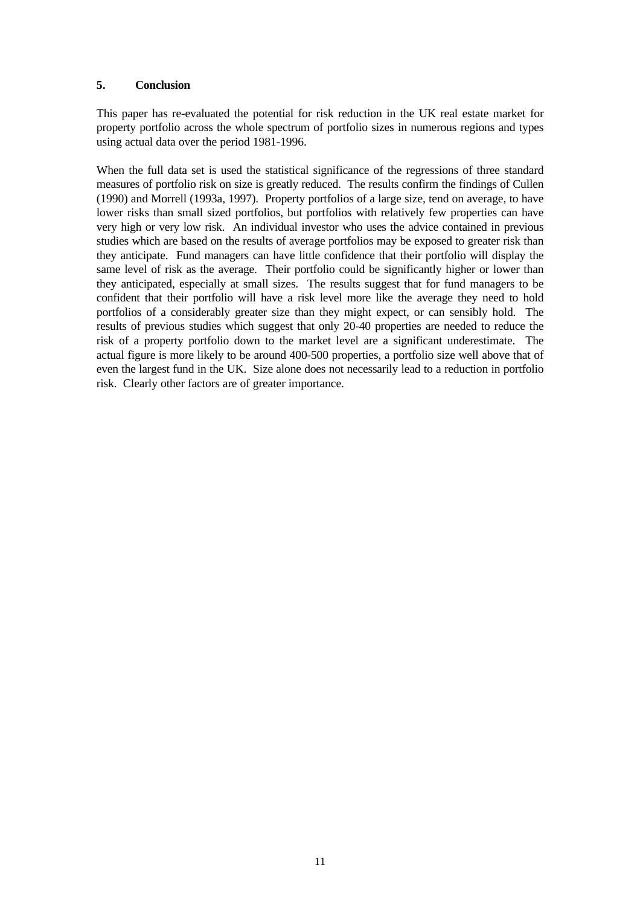## 5. Conclusion

This paper has re-evaluated the potential for risk reduction in the UK real estate market for property portfolio across the whole spectrum of portfolio sizes in numerous regions and types using actual data over the period 1981-1996.

When the full data set is used the statistical significance of the regressions of three standard measures of portfolio risk on size is greatly reduced. The results confirm the findings of Cullen (1990) and Morrell (1993a, 1997). Property portfolios of a large size, tend on average, to have lower risks than small sized portfolios, but portfolios with relatively few properties can have very high or very low risk. An individual investor who uses the advice contained in previous studies which are based on the results of average portfolios may be exposed to greater risk than they anticipate. Fund managers can have little confidence that their portfolio will display the same level of risk as the average. Their portfolio could be significantly higher or lower than they anticipated, especially at small sizes. The results suggest that for fund managers to be confident that their portfolio will have a risk level more like the average they need to hold portfolios of a considerably greater size than they might expect, or can sensibly hold. The results of previous studies which suggest that only 20-40 properties are needed to reduce the risk of a property portfolio down to the market level are a significant underestimate. The actual figure is more likely to be around 400-500 properties, a portfolio size well above that of even the largest fund in the UK. Size alone does not necessarily lead to a reduction in portfolio risk. Clearly other factors are of greater importance.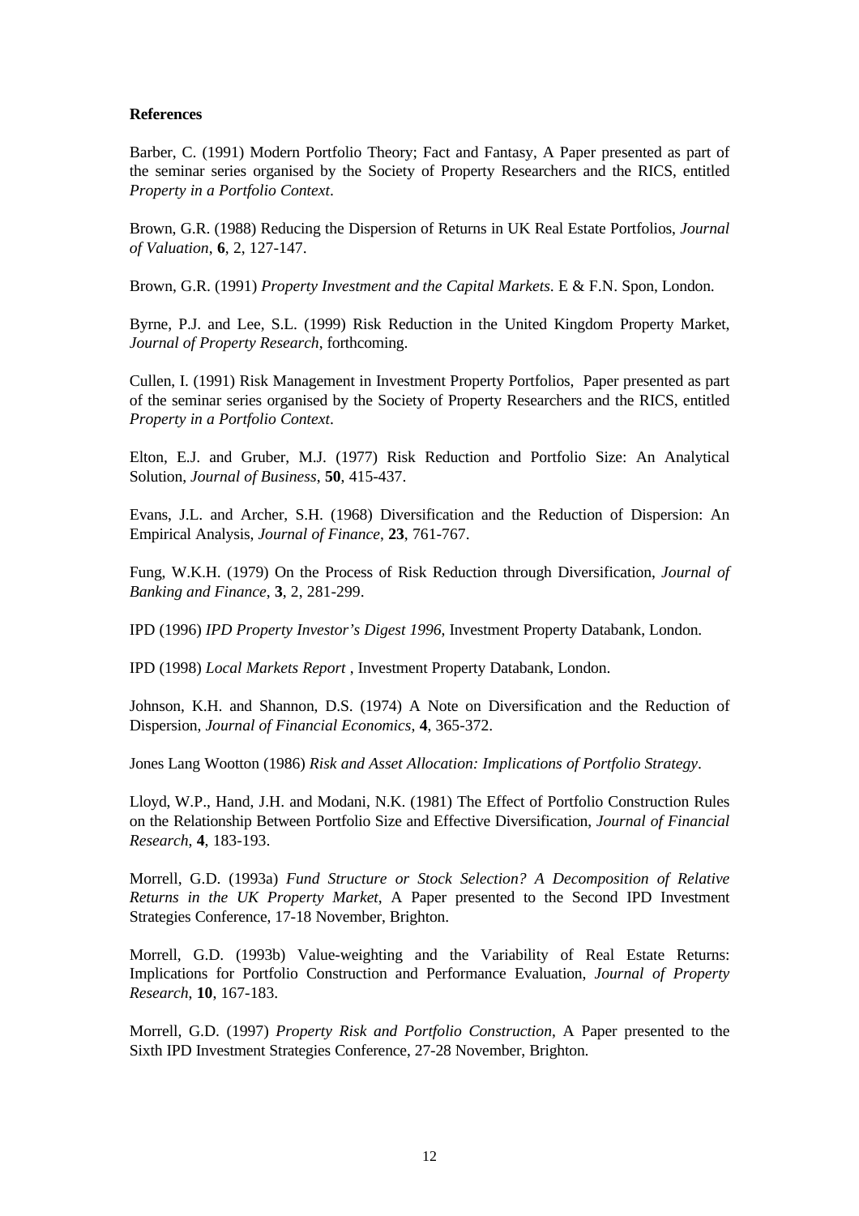**References**

Barber, C. (1991) Modern Portfolio Theory; Fact and Fantasy, A Paper presented as part of the seminar series organised by the Society of Property Researchers and the RICS, entitled *Property in a Portfolio Context*.

Brown, G.R. (1988) Reducing the Dispersion of Returns in UK Real Estate Portfolios, *Journal of Valuation*, **6**, 2, 127-147.

Brown, G.R. (1991) *Property Investment and the Capital Markets*. E & F.N. Spon, London.

Byrne, P.J. and Lee, S.L. (1999) Risk Reduction in the United Kingdom Property Market, *Journal of Property Research*, forthcoming.

Cullen, I. (1991) Risk Management in Investment Property Portfolios, Paper presented as part of the seminar series organised by the Society of Property Researchers and the RICS, entitled *Property in a Portfolio Context*.

Elton, E.J. and Gruber, M.J. (1977) Risk Reduction and Portfolio Size: An Analytical Solution, *Journal of Business*, **50**, 415-437.

Evans, J.L. and Archer, S.H. (1968) Diversification and the Reduction of Dispersion: An Empirical Analysis, *Journal of Finance*, **23**, 761-767.

Fung, W.K.H. (1979) On the Process of Risk Reduction through Diversification, *Journal of Banking and Finance*, **3**, 2, 281-299.

IPD (1996) *IPD Property Investor's Digest 1996*, Investment Property Databank, London.

IPD (1998) *Local Markets Report* , Investment Property Databank, London.

Johnson, K.H. and Shannon, D.S. (1974) A Note on Diversification and the Reduction of Dispersion, *Journal of Financial Economics*, **4**, 365-372.

Jones Lang Wootton (1986) *Risk and Asset Allocation: Implications of Portfolio Strategy*.

Lloyd, W.P., Hand, J.H. and Modani, N.K. (1981) The Effect of Portfolio Construction Rules on the Relationship Between Portfolio Size and Effective Diversification, *Journal of Financial Research*, **4**, 183-193.

Morrell, G.D. (1993a) *Fund Structure or Stock Selection? A Decomposition of Relative Returns in the UK Property Market*, A Paper presented to the Second IPD Investment Strategies Conference, 17-18 November, Brighton.

Morrell, G.D. (1993b) Value-weighting and the Variability of Real Estate Returns: Implications for Portfolio Construction and Performance Evaluation, *Journal of Property Research*, **10**, 167-183.

Morrell, G.D. (1997) *Property Risk and Portfolio Construction*, A Paper presented to the Sixth IPD Investment Strategies Conference, 27-28 November, Brighton.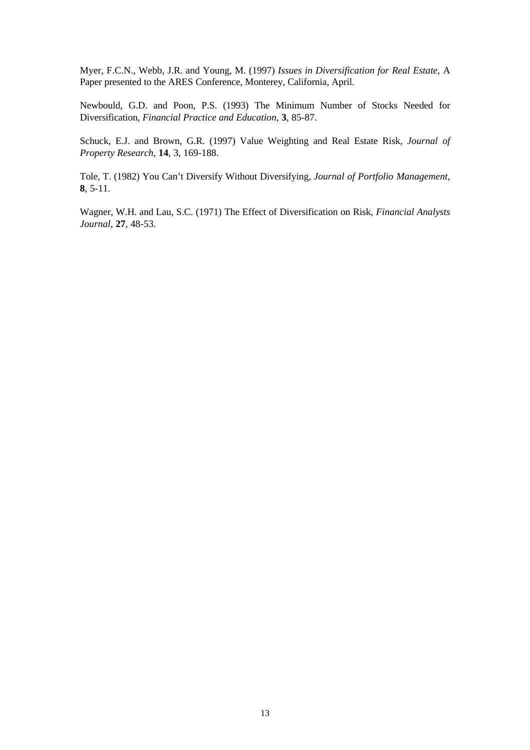Myer, F.C.N., Webb, J.R. and Young, M. (1997) *Issues in Diversification for Real Estate*, A Paper presented to the ARES Conference, Monterey, California, April.

Newbould, G.D. and Poon, P.S. (1993) The Minimum Number of Stocks Needed for Diversification, *Financial Practice and Education*, **3**, 85-87.

Schuck, E.J. and Brown, G.R. (1997) Value Weighting and Real Estate Risk, *Journal of Property Research*, **14**, 3, 169-188.

Tole, T. (1982) You Can't Diversify Without Diversifying, *Journal of Portfolio Management*, **8**, 5-11.

Wagner, W.H. and Lau, S.C. (1971) The Effect of Diversification on Risk, *Financial Analysts Journal*, **27**, 48-53.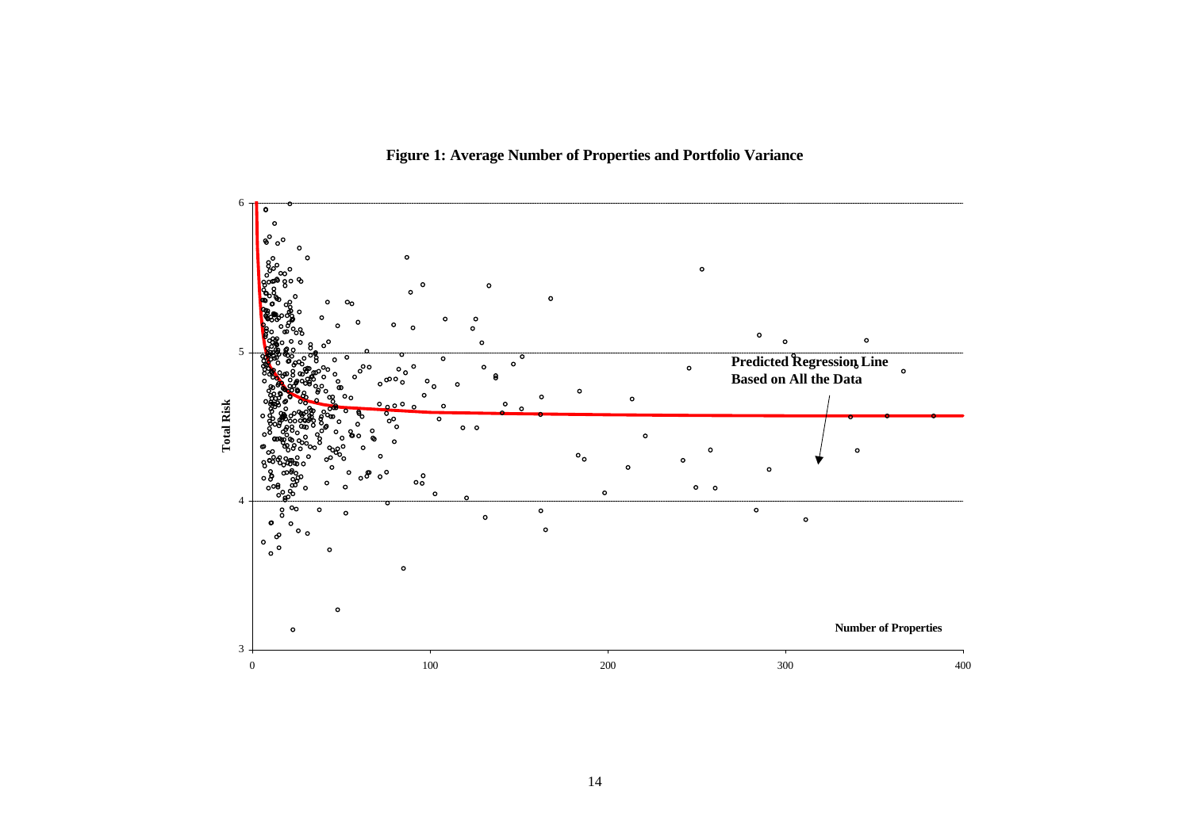**Figure 1: Average Number of Properties and Portfolio Variance**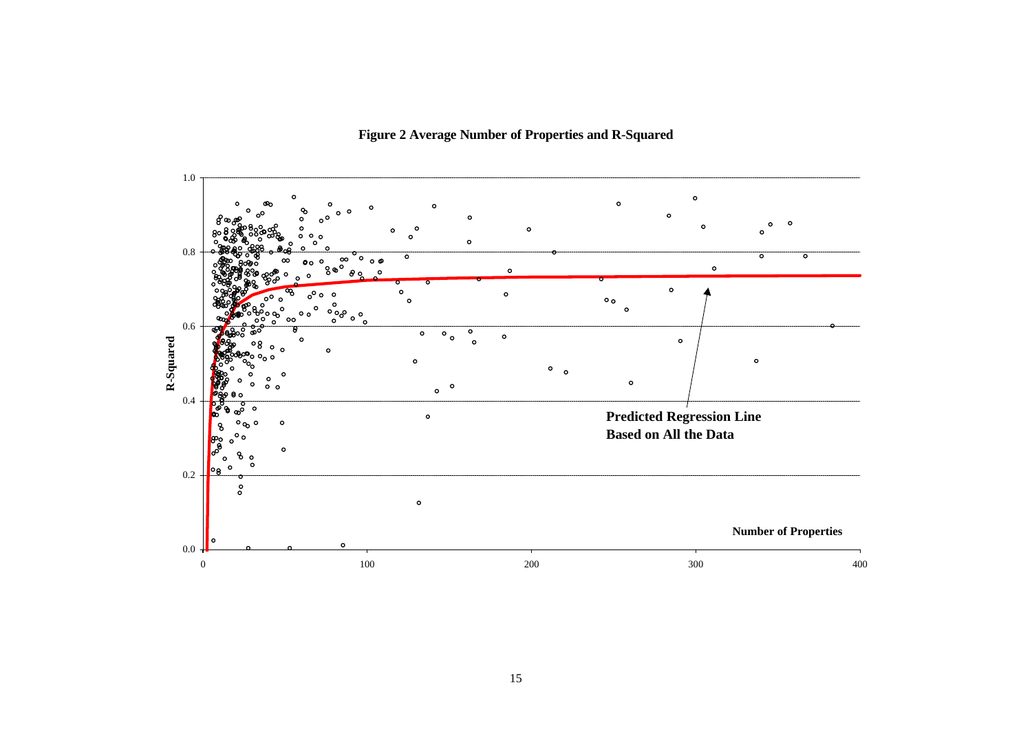**Figure 2 Average Number of Properties and R-Squared**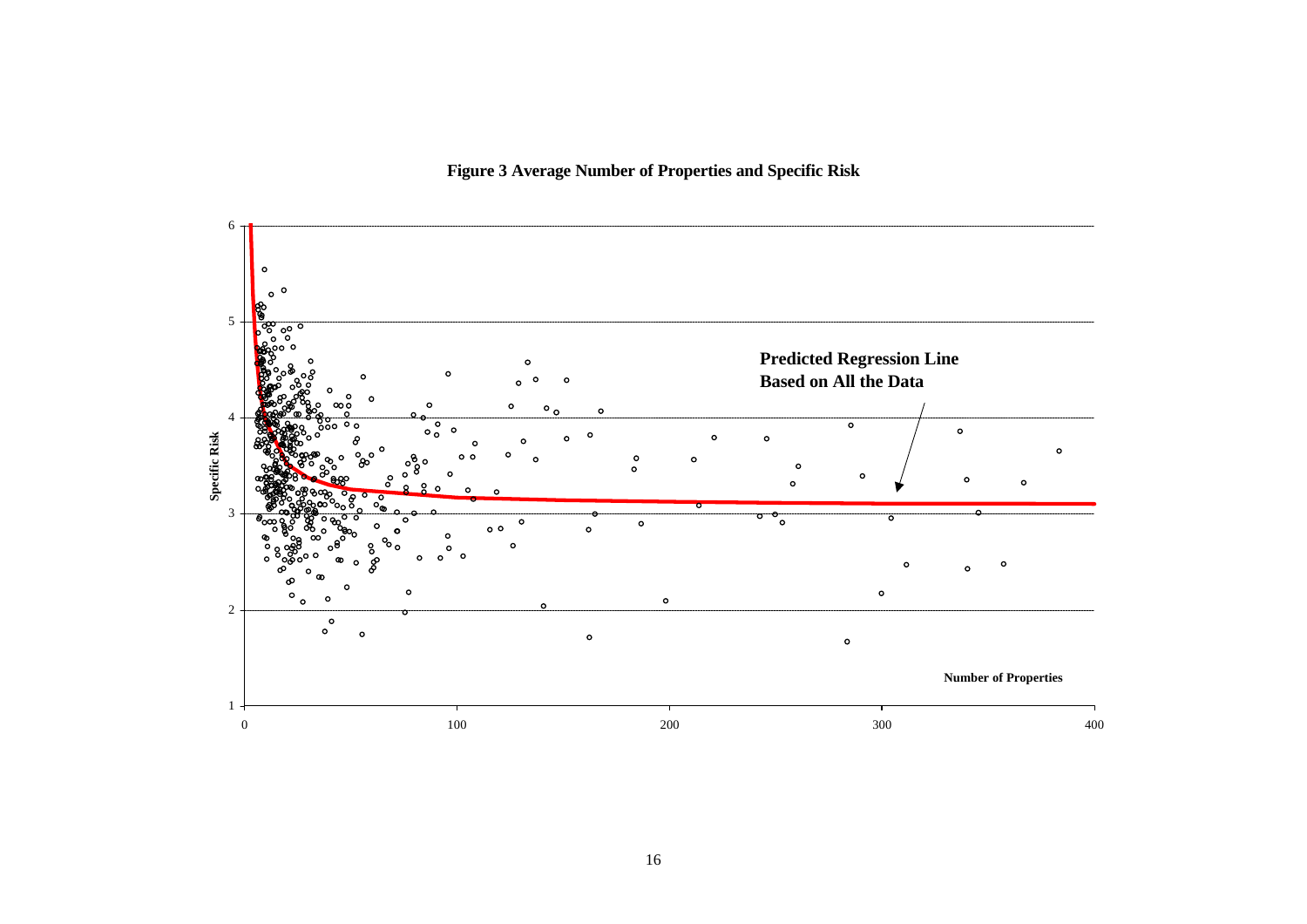**Figure 3 Average Number of Properties and Specific Risk**

6
5
4
3
2
1

Specific Risk

Predicted Regression Line
Based on All the Data

Number of Properties

0
100
200
300
400